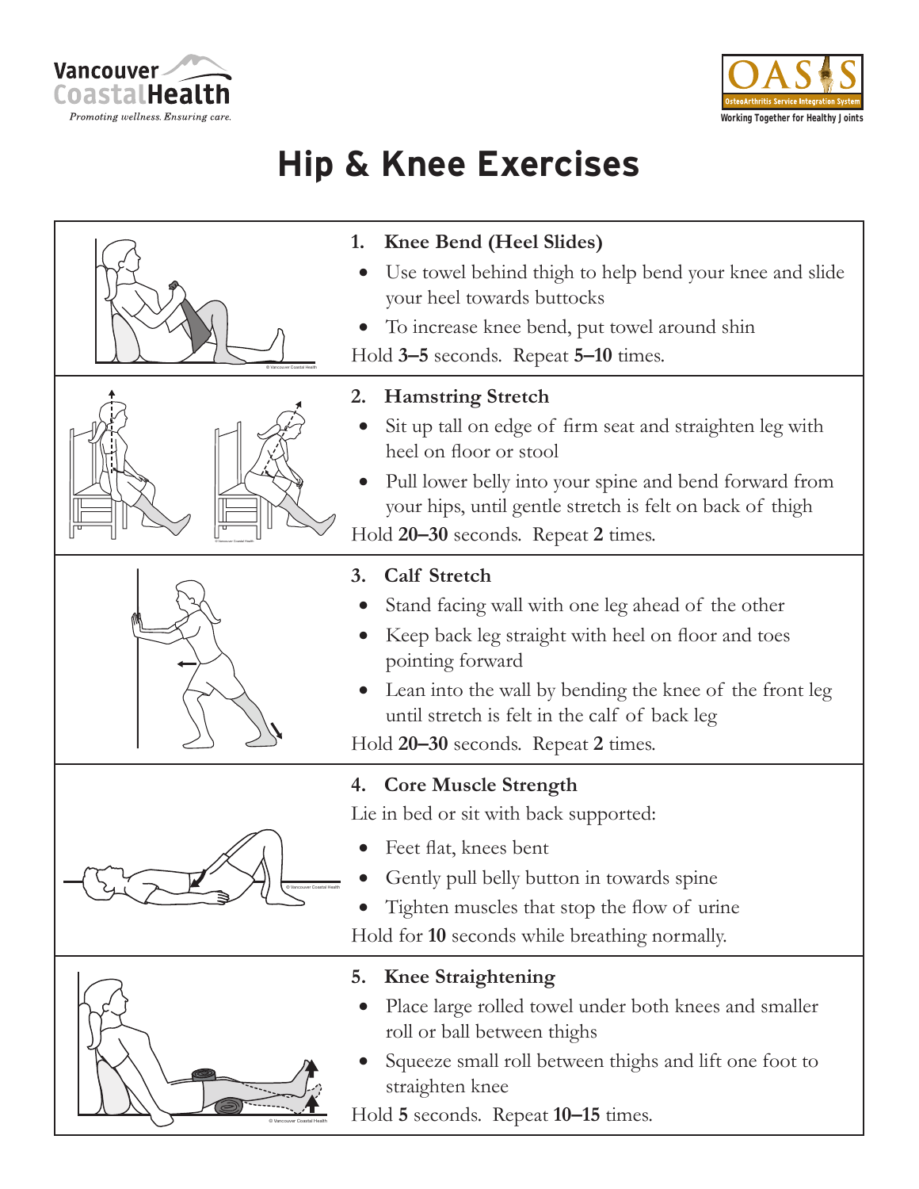# Hip & Knee Exercises

### 1. Knee Bend (Heel Slides)

- Use towel behind thigh to help bend your knee and slide your heel towards buttocks
- To increase knee bend, put towel around shin

Hold **3–5** seconds. Repeat **5–10** times.

### 2. Hamstring Stretch

- Sit up tall on edge of firm seat and straighten leg with heel on floor or stool
- Pull lower belly into your spine and bend forward from your hips, until gentle stretch is felt on back of thigh

Hold **20–30** seconds. Repeat **2** times.

### 3. Calf Stretch

- Stand facing wall with one leg ahead of the other
- Keep back leg straight with heel on floor and toes pointing forward
- Lean into the wall by bending the knee of the front leg until stretch is felt in the calf of back leg

Hold **20–30** seconds. Repeat **2** times.

### 4. Core Muscle Strength

Lie in bed or sit with back supported:

- Feet flat, knees bent
- Gently pull belly button in towards spine
- Tighten muscles that stop the flow of urine

Hold for **10** seconds while breathing normally.

### 5. Knee Straightening

- Place large rolled towel under both knees and smaller roll or ball between thighs
- Squeeze small roll between thighs and lift one foot to straighten knee

Hold **5** seconds. Repeat **10–15** times.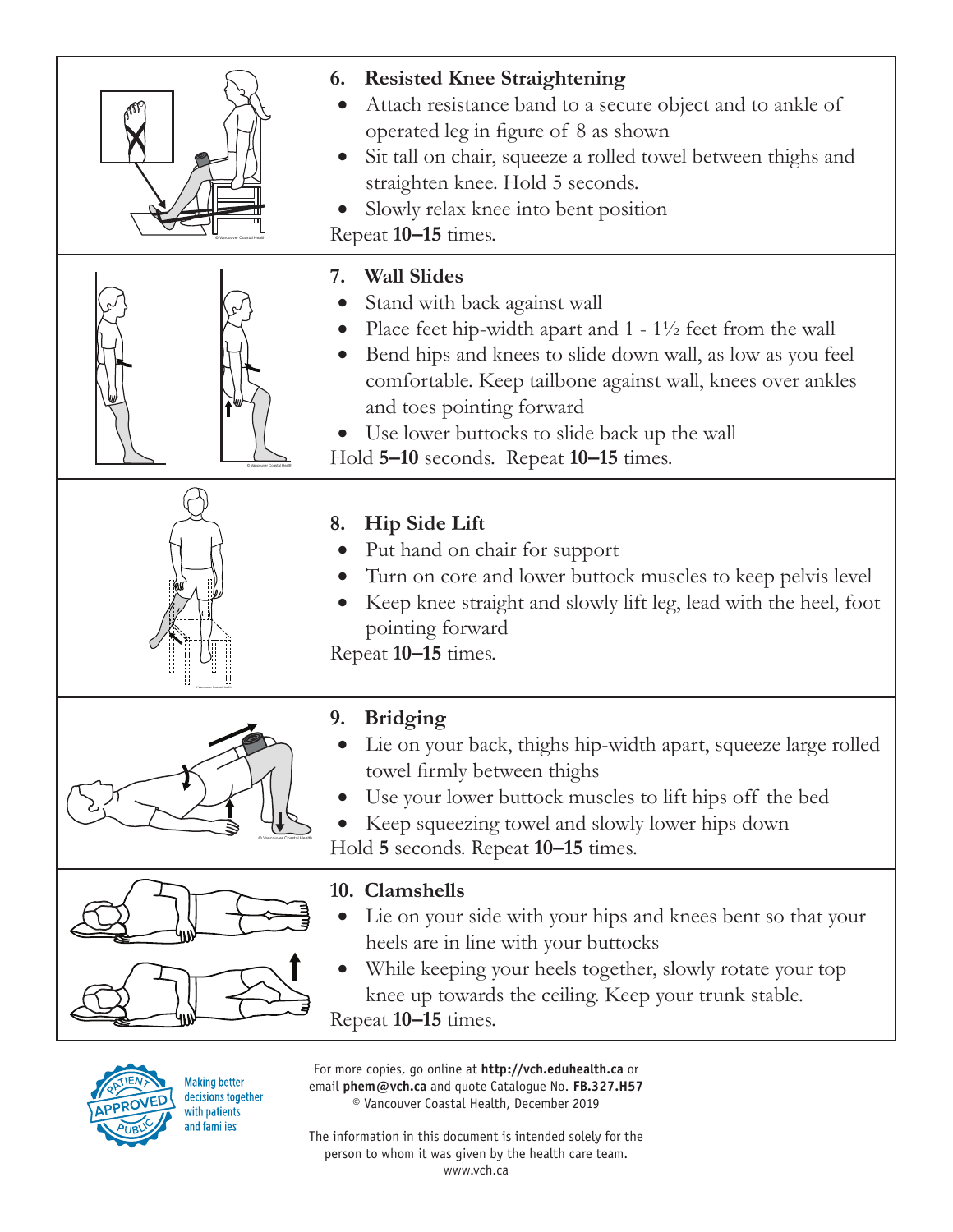### 6. Resisted Knee Straightening

- Attach resistance band to a secure object and to ankle of operated leg in figure of 8 as shown
- Sit tall on chair, squeeze a rolled towel between thighs and straighten knee. Hold 5 seconds.
- Slowly relax knee into bent position

Repeat **10–15** times.

### 7. Wall Slides

- Stand with back against wall
- Place feet hip-width apart and 1 - 1½ feet from the wall
- Bend hips and knees to slide down wall, as low as you feel comfortable. Keep tailbone against wall, knees over ankles and toes pointing forward
- Use lower buttocks to slide back up the wall

Hold **5–10** seconds. Repeat **10–15** times.

### 8. Hip Side Lift

- Put hand on chair for support
- Turn on core and lower buttock muscles to keep pelvis level
- Keep knee straight and slowly lift leg, lead with the heel, foot pointing forward

Repeat **10–15** times.

### 9. Bridging

- Lie on your back, thighs hip-width apart, squeeze large rolled towel firmly between thighs
- Use your lower buttock muscles to lift hips off the bed
- Keep squeezing towel and slowly lower hips down

Hold **5** seconds. Repeat **10–15** times.

### 10. Clamshells

- Lie on your side with your hips and knees bent so that your heels are in line with your buttocks
- While keeping your heels together, slowly rotate your top knee up towards the ceiling. Keep your trunk stable.

Repeat **10–15** times.

PATIENT APPROVED PUBLIC

Making better decisions together with patients and families

For more copies, go online at **http://vch.eduhealth.ca** or email **phem@vch.ca** and quote Catalogue No. **FB.327.H57**
© Vancouver Coastal Health, December 2019

The information in this document is intended solely for the person to whom it was given by the health care team.
www.vch.ca